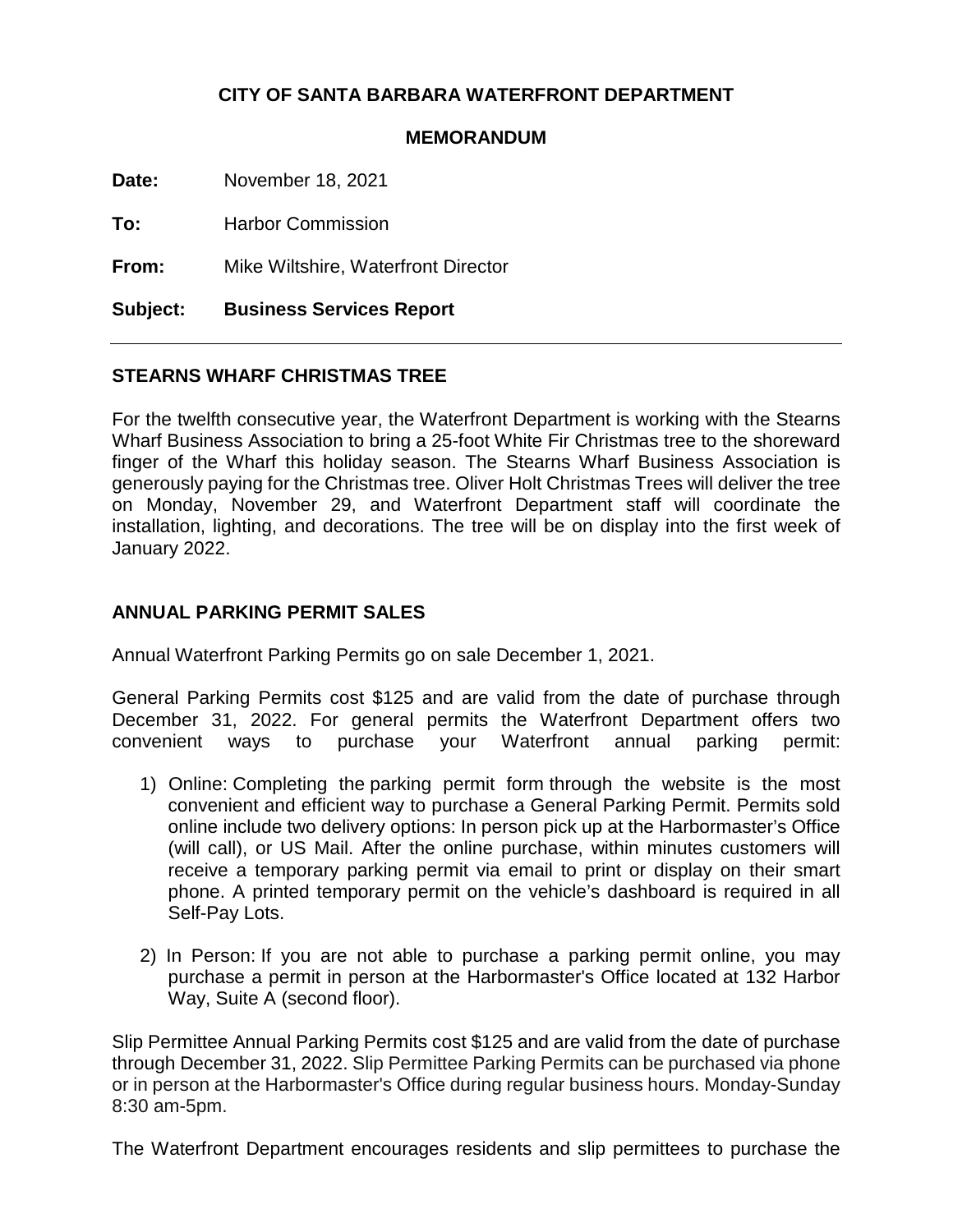**CITY OF SANTA BARBARA WATERFRONT DEPARTMENT**

**MEMORANDUM**

**Date:** November 18, 2021

**To:** Harbor Commission

**From:** Mike Wiltshire, Waterfront Director

**Subject: Business Services Report**

---

## STEARNS WHARF CHRISTMAS TREE

For the twelfth consecutive year, the Waterfront Department is working with the Stearns Wharf Business Association to bring a 25-foot White Fir Christmas tree to the shoreward finger of the Wharf this holiday season. The Stearns Wharf Business Association is generously paying for the Christmas tree. Oliver Holt Christmas Trees will deliver the tree on Monday, November 29, and Waterfront Department staff will coordinate the installation, lighting, and decorations. The tree will be on display into the first week of January 2022.

## ANNUAL PARKING PERMIT SALES

Annual Waterfront Parking Permits go on sale December 1, 2021.

General Parking Permits cost $125 and are valid from the date of purchase through December 31, 2022. For general permits the Waterfront Department offers two convenient ways to purchase your Waterfront annual parking permit:

1) Online: Completing the parking permit form through the website is the most convenient and efficient way to purchase a General Parking Permit. Permits sold online include two delivery options: In person pick up at the Harbormaster's Office (will call), or US Mail. After the online purchase, within minutes customers will receive a temporary parking permit via email to print or display on their smart phone. A printed temporary permit on the vehicle's dashboard is required in all Self-Pay Lots.

2) In Person: If you are not able to purchase a parking permit online, you may purchase a permit in person at the Harbormaster's Office located at 132 Harbor Way, Suite A (second floor).

Slip Permittee Annual Parking Permits cost $125 and are valid from the date of purchase through December 31, 2022. Slip Permittee Parking Permits can be purchased via phone or in person at the Harbormaster's Office during regular business hours. Monday-Sunday 8:30 am-5pm.

The Waterfront Department encourages residents and slip permittees to purchase the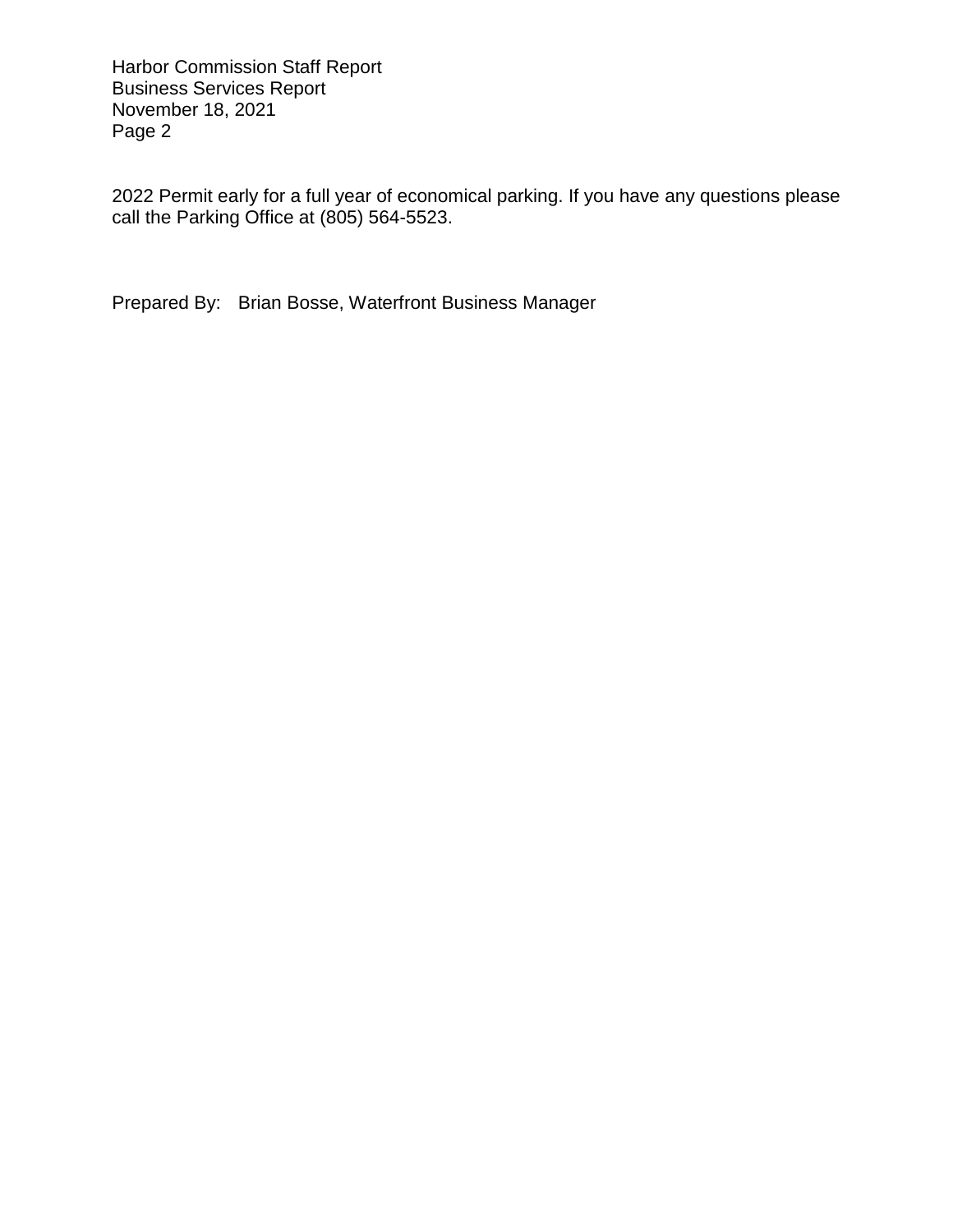2022 Permit early for a full year of economical parking. If you have any questions please call the Parking Office at (805) 564-5523.

Prepared By: Brian Bosse, Waterfront Business Manager